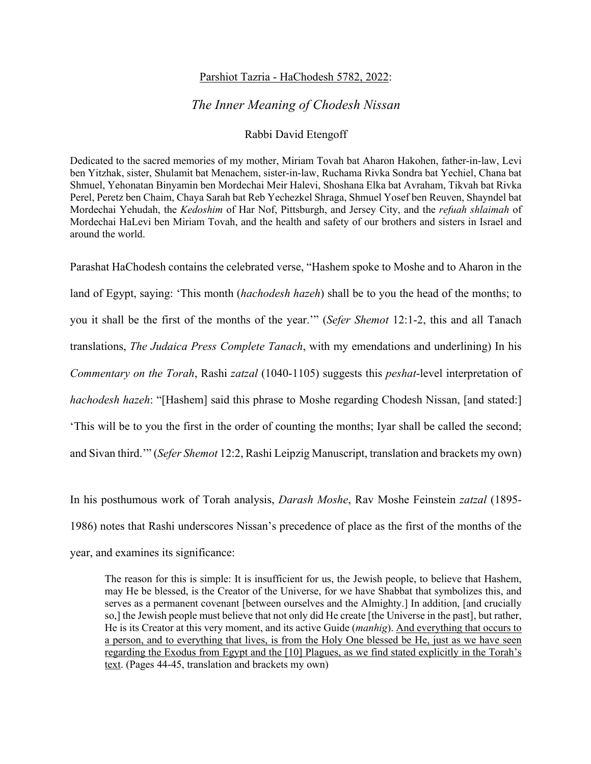<u>Parshiot Tazria - HaChodesh 5782, 2022</u>:

# *The Inner Meaning of Chodesh Nissan*

Rabbi David Etengoff

Dedicated to the sacred memories of my mother, Miriam Tovah bat Aharon Hakohen, father-in-law, Levi ben Yitzhak, sister, Shulamit bat Menachem, sister-in-law, Ruchama Rivka Sondra bat Yechiel, Chana bat Shmuel, Yehonatan Binyamin ben Mordechai Meir Halevi, Shoshana Elka bat Avraham, Tikvah bat Rivka Perel, Peretz ben Chaim, Chaya Sarah bat Reb Yechezkel Shraga, Shmuel Yosef ben Reuven, Shayndel bat Mordechai Yehudah, the *Kedoshim* of Har Nof, Pittsburgh, and Jersey City, and the *refuah shlaimah* of Mordechai HaLevi ben Miriam Tovah, and the health and safety of our brothers and sisters in Israel and around the world.

Parashat HaChodesh contains the celebrated verse, "Hashem spoke to Moshe and to Aharon in the land of Egypt, saying: 'This month (*hachodesh hazeh*) shall be to you the head of the months; to you it shall be the first of the months of the year.'" (*Sefer Shemot* 12:1-2, this and all Tanach translations, *The Judaica Press Complete Tanach*, with my emendations and underlining) In his *Commentary on the Torah*, Rashi *zatzal* (1040-1105) suggests this *peshat*-level interpretation of *hachodesh hazeh*: "[Hashem] said this phrase to Moshe regarding Chodesh Nissan, [and stated:] 'This will be to you the first in the order of counting the months; Iyar shall be called the second; and Sivan third.'" (*Sefer Shemot* 12:2, Rashi Leipzig Manuscript, translation and brackets my own)

In his posthumous work of Torah analysis, *Darash Moshe*, Rav Moshe Feinstein *zatzal* (1895-1986) notes that Rashi underscores Nissan's precedence of place as the first of the months of the year, and examines its significance:

> The reason for this is simple: It is insufficient for us, the Jewish people, to believe that Hashem, may He be blessed, is the Creator of the Universe, for we have Shabbat that symbolizes this, and serves as a permanent covenant [between ourselves and the Almighty.] In addition, [and crucially so,] the Jewish people must believe that not only did He create [the Universe in the past], but rather, He is its Creator at this very moment, and its active Guide (*manhig*). <u>And everything that occurs to a person, and to everything that lives, is from the Holy One blessed be He, just as we have seen regarding the Exodus from Egypt and the [10] Plagues, as we find stated explicitly in the Torah's text</u>. (Pages 44-45, translation and brackets my own)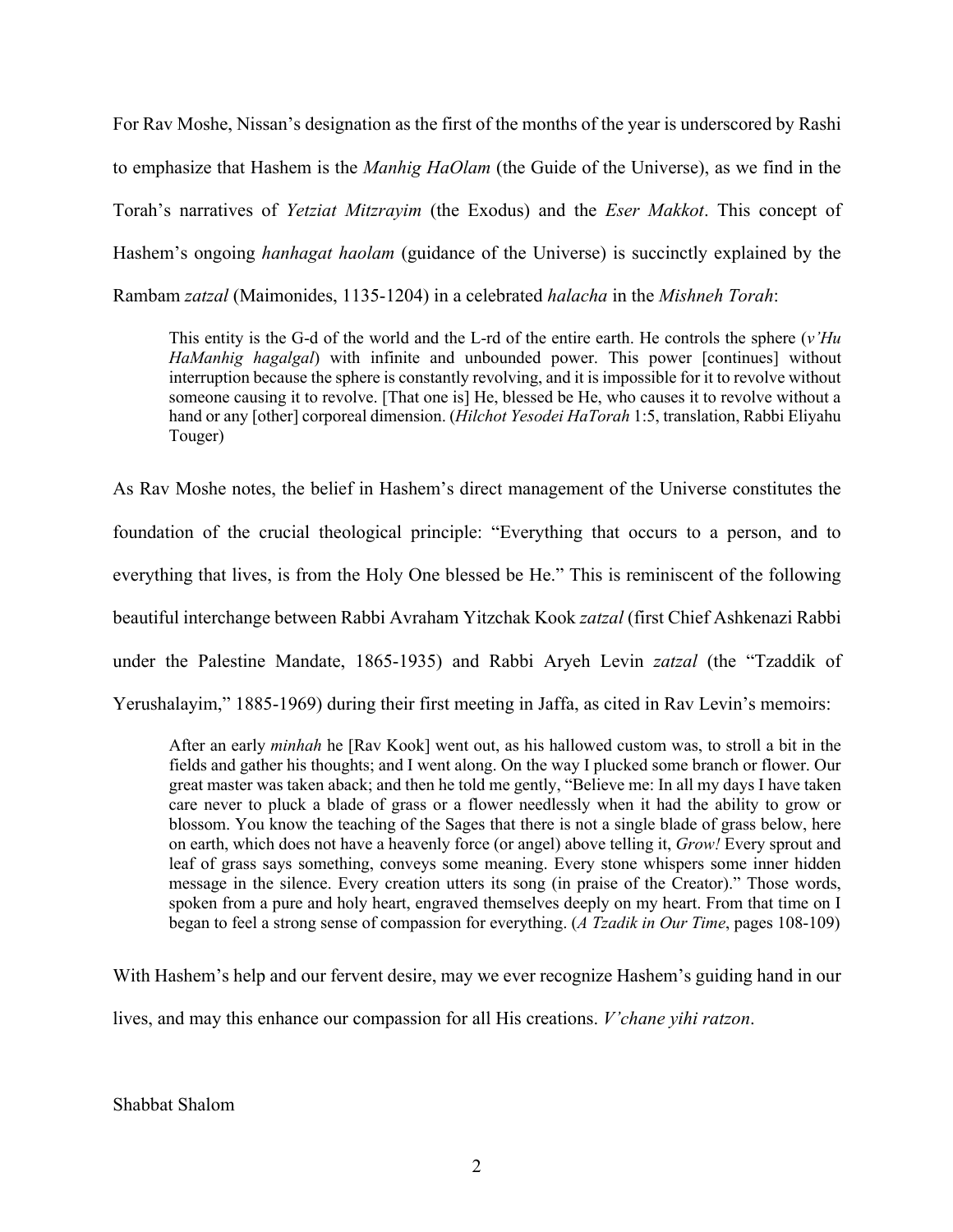For Rav Moshe, Nissan's designation as the first of the months of the year is underscored by Rashi to emphasize that Hashem is the *Manhig HaOlam* (the Guide of the Universe), as we find in the Torah's narratives of *Yetziat Mitzrayim* (the Exodus) and the *Eser Makkot*. This concept of Hashem's ongoing *hanhagat haolam* (guidance of the Universe) is succinctly explained by the Rambam *zatzal* (Maimonides, 1135-1204) in a celebrated *halacha* in the *Mishneh Torah*:

> This entity is the G-d of the world and the L-rd of the entire earth. He controls the sphere (*v'Hu HaManhig hagalgal*) with infinite and unbounded power. This power [continues] without interruption because the sphere is constantly revolving, and it is impossible for it to revolve without someone causing it to revolve. [That one is] He, blessed be He, who causes it to revolve without a hand or any [other] corporeal dimension. (*Hilchot Yesodei HaTorah* 1:5, translation, Rabbi Eliyahu Touger)

As Rav Moshe notes, the belief in Hashem's direct management of the Universe constitutes the foundation of the crucial theological principle: "Everything that occurs to a person, and to everything that lives, is from the Holy One blessed be He." This is reminiscent of the following beautiful interchange between Rabbi Avraham Yitzchak Kook *zatzal* (first Chief Ashkenazi Rabbi under the Palestine Mandate, 1865-1935) and Rabbi Aryeh Levin *zatzal* (the "Tzaddik of Yerushalayim," 1885-1969) during their first meeting in Jaffa, as cited in Rav Levin's memoirs:

> After an early *minhah* he [Rav Kook] went out, as his hallowed custom was, to stroll a bit in the fields and gather his thoughts; and I went along. On the way I plucked some branch or flower. Our great master was taken aback; and then he told me gently, "Believe me: In all my days I have taken care never to pluck a blade of grass or a flower needlessly when it had the ability to grow or blossom. You know the teaching of the Sages that there is not a single blade of grass below, here on earth, which does not have a heavenly force (or angel) above telling it, *Grow!* Every sprout and leaf of grass says something, conveys some meaning. Every stone whispers some inner hidden message in the silence. Every creation utters its song (in praise of the Creator)." Those words, spoken from a pure and holy heart, engraved themselves deeply on my heart. From that time on I began to feel a strong sense of compassion for everything. (*A Tzadik in Our Time*, pages 108-109)

With Hashem's help and our fervent desire, may we ever recognize Hashem's guiding hand in our lives, and may this enhance our compassion for all His creations. *V'chane yihi ratzon*.

Shabbat Shalom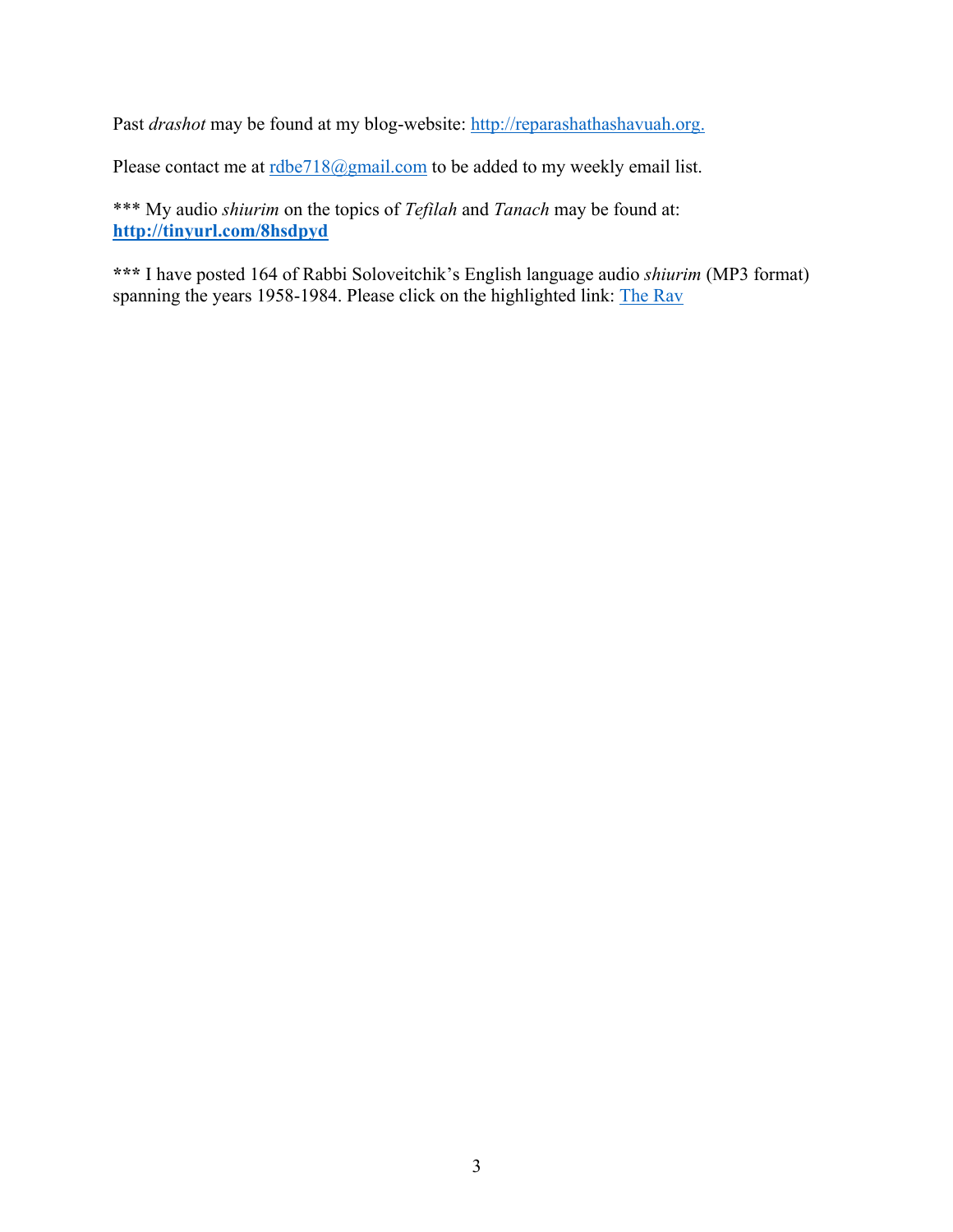Past *drashot* may be found at my blog-website: [http://reparashathashavuah.org.](http://reparashathashavuah.org)

Please contact me at [rdbe718@gmail.com](mailto:rdbe718@gmail.com) to be added to my weekly email list.

*** My audio *shiurim* on the topics of *Tefilah* and *Tanach* may be found at:
**[http://tinyurl.com/8hsdpyd](http://tinyurl.com/8hsdpyd)**

**\*\*\*** I have posted 164 of Rabbi Soloveitchik's English language audio *shiurim* (MP3 format) spanning the years 1958-1984. Please click on the highlighted link: The Rav